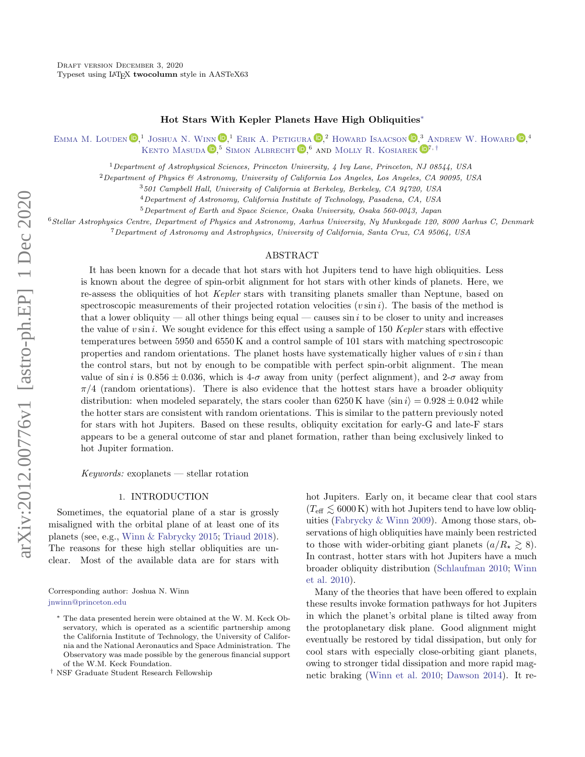Draft version December 3, 2020
Typeset using LATEX **twocolumn** style in AASTeX63

# Hot Stars With Kepler Planets Have High Obliquities*

Emma M. Louden,[1] Joshua N. Winn,[1] Erik A. Petigura,[2] Howard Isaacson,[3] Andrew W. Howard,[4] Kento Masuda,[5] Simon Albrecht,[6] and Molly R. Kosiarek[7,†]

[1] *Department of Astrophysical Sciences, Princeton University, 4 Ivy Lane, Princeton, NJ 08544, USA*
[2] *Department of Physics & Astronomy, University of California Los Angeles, Los Angeles, CA 90095, USA*
[3] *501 Campbell Hall, University of California at Berkeley, Berkeley, CA 94720, USA*
[4] *Department of Astronomy, California Institute of Technology, Pasadena, CA, USA*
[5] *Department of Earth and Space Science, Osaka University, Osaka 560-0043, Japan*
[6] *Stellar Astrophysics Centre, Department of Physics and Astronomy, Aarhus University, Ny Munkegade 120, 8000 Aarhus C, Denmark*
[7] *Department of Astronomy and Astrophysics, University of California, Santa Cruz, CA 95064, USA*

## ABSTRACT

It has been known for a decade that hot stars with hot Jupiters tend to have high obliquities. Less is known about the degree of spin-orbit alignment for hot stars with other kinds of planets. Here, we re-assess the obliquities of hot *Kepler* stars with transiting planets smaller than Neptune, based on spectroscopic measurements of their projected rotation velocities ($v \sin i$). The basis of the method is that a lower obliquity — all other things being equal — causes $\sin i$ to be closer to unity and increases the value of $v \sin i$. We sought evidence for this effect using a sample of 150 *Kepler* stars with effective temperatures between 5950 and 6550 K and a control sample of 101 stars with matching spectroscopic properties and random orientations. The planet hosts have systematically higher values of $v \sin i$ than the control stars, but not by enough to be compatible with perfect spin-orbit alignment. The mean value of $\sin i$ is $0.856 \pm 0.036$, which is 4-$\sigma$ away from unity (perfect alignment), and 2-$\sigma$ away from $\pi/4$ (random orientations). There is also evidence that the hottest stars have a broader obliquity distribution: when modeled separately, the stars cooler than 6250 K have $\langle \sin i \rangle = 0.928 \pm 0.042$ while the hotter stars are consistent with random orientations. This is similar to the pattern previously noted for stars with hot Jupiters. Based on these results, obliquity excitation for early-G and late-F stars appears to be a general outcome of star and planet formation, rather than being exclusively linked to hot Jupiter formation.

*Keywords:* exoplanets — stellar rotation

## 1. INTRODUCTION

Sometimes, the equatorial plane of a star is grossly misaligned with the orbital plane of at least one of its planets (see, e.g., Winn & Fabrycky 2015; Triaud 2018). The reasons for these high stellar obliquities are unclear. Most of the available data are for stars with hot Jupiters. Early on, it became clear that cool stars ($T_{\rm eff} \lesssim 6000$ K) with hot Jupiters tend to have low obliquities (Fabrycky & Winn 2009). Among those stars, observations of high obliquities have mainly been restricted to those with wider-orbiting giant planets ($a/R_\star \gtrsim 8$). In contrast, hotter stars with hot Jupiters have a much broader obliquity distribution (Schlaufman 2010; Winn et al. 2010).

Many of the theories that have been offered to explain these results invoke formation pathways for hot Jupiters in which the planet's orbital plane is tilted away from the protoplanetary disk plane. Good alignment might eventually be restored by tidal dissipation, but only for cool stars with especially close-orbiting giant planets, owing to stronger tidal dissipation and more rapid magnetic braking (Winn et al. 2010; Dawson 2014). It re-

Corresponding author: Joshua N. Winn
jnwinn@princeton.edu

* The data presented herein were obtained at the W. M. Keck Observatory, which is operated as a scientific partnership among the California Institute of Technology, the University of California and the National Aeronautics and Space Administration. The Observatory was made possible by the generous financial support of the W.M. Keck Foundation.

† NSF Graduate Student Research Fellowship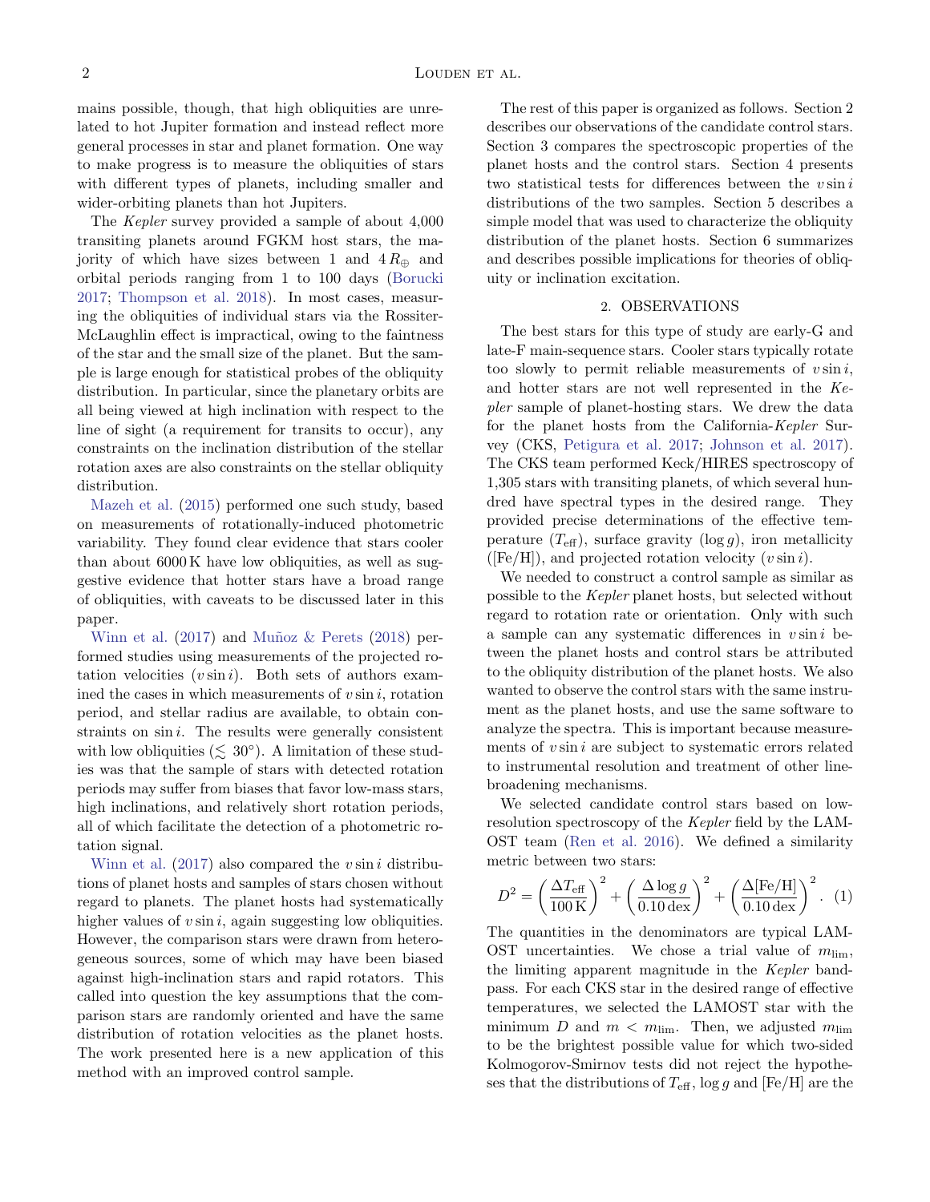mains possible, though, that high obliquities are unrelated to hot Jupiter formation and instead reflect more general processes in star and planet formation. One way to make progress is to measure the obliquities of stars with different types of planets, including smaller and wider-orbiting planets than hot Jupiters.

The *Kepler* survey provided a sample of about 4,000 transiting planets around FGKM host stars, the majority of which have sizes between 1 and $4\,R_\oplus$ and orbital periods ranging from 1 to 100 days (Borucki 2017; Thompson et al. 2018). In most cases, measuring the obliquities of individual stars via the Rossiter-McLaughlin effect is impractical, owing to the faintness of the star and the small size of the planet. But the sample is large enough for statistical probes of the obliquity distribution. In particular, since the planetary orbits are all being viewed at high inclination with respect to the line of sight (a requirement for transits to occur), any constraints on the inclination distribution of the stellar rotation axes are also constraints on the stellar obliquity distribution.

Mazeh et al. (2015) performed one such study, based on measurements of rotationally-induced photometric variability. They found clear evidence that stars cooler than about 6000 K have low obliquities, as well as suggestive evidence that hotter stars have a broad range of obliquities, with caveats to be discussed later in this paper.

Winn et al. (2017) and Muñoz & Perets (2018) performed studies using measurements of the projected rotation velocities ($v \sin i$). Both sets of authors examined the cases in which measurements of $v \sin i$, rotation period, and stellar radius are available, to obtain constraints on $\sin i$. The results were generally consistent with low obliquities ($\lesssim 30^\circ$). A limitation of these studies was that the sample of stars with detected rotation periods may suffer from biases that favor low-mass stars, high inclinations, and relatively short rotation periods, all of which facilitate the detection of a photometric rotation signal.

Winn et al. (2017) also compared the $v \sin i$ distributions of planet hosts and samples of stars chosen without regard to planets. The planet hosts had systematically higher values of $v \sin i$, again suggesting low obliquities. However, the comparison stars were drawn from heterogeneous sources, some of which may have been biased against high-inclination stars and rapid rotators. This called into question the key assumptions that the comparison stars are randomly oriented and have the same distribution of rotation velocities as the planet hosts. The work presented here is a new application of this method with an improved control sample.

The rest of this paper is organized as follows. Section 2 describes our observations of the candidate control stars. Section 3 compares the spectroscopic properties of the planet hosts and the control stars. Section 4 presents two statistical tests for differences between the $v \sin i$ distributions of the two samples. Section 5 describes a simple model that was used to characterize the obliquity distribution of the planet hosts. Section 6 summarizes and describes possible implications for theories of obliquity or inclination excitation.

## 2. OBSERVATIONS

The best stars for this type of study are early-G and late-F main-sequence stars. Cooler stars typically rotate too slowly to permit reliable measurements of $v \sin i$, and hotter stars are not well represented in the *Kepler* sample of planet-hosting stars. We drew the data for the planet hosts from the California-*Kepler* Survey (CKS, Petigura et al. 2017; Johnson et al. 2017). The CKS team performed Keck/HIRES spectroscopy of 1,305 stars with transiting planets, of which several hundred have spectral types in the desired range. They provided precise determinations of the effective temperature ($T_{\rm eff}$), surface gravity ($\log g$), iron metallicity ([Fe/H]), and projected rotation velocity ($v \sin i$).

We needed to construct a control sample as similar as possible to the *Kepler* planet hosts, but selected without regard to rotation rate or orientation. Only with such a sample can any systematic differences in $v \sin i$ between the planet hosts and control stars be attributed to the obliquity distribution of the planet hosts. We also wanted to observe the control stars with the same instrument as the planet hosts, and use the same software to analyze the spectra. This is important because measurements of $v \sin i$ are subject to systematic errors related to instrumental resolution and treatment of other line-broadening mechanisms.

We selected candidate control stars based on low-resolution spectroscopy of the *Kepler* field by the LAMOST team (Ren et al. 2016). We defined a similarity metric between two stars:

$$D^2 = \left(\frac{\Delta T_{\rm eff}}{100\,{\rm K}}\right)^2 + \left(\frac{\Delta \log g}{0.10\,{\rm dex}}\right)^2 + \left(\frac{\Delta [{\rm Fe/H}]}{0.10\,{\rm dex}}\right)^2. \quad (1)$$

The quantities in the denominators are typical LAMOST uncertainties. We chose a trial value of $m_{\rm lim}$, the limiting apparent magnitude in the *Kepler* bandpass. For each CKS star in the desired range of effective temperatures, we selected the LAMOST star with the minimum $D$ and $m < m_{\rm lim}$. Then, we adjusted $m_{\rm lim}$ to be the brightest possible value for which two-sided Kolmogorov-Smirnov tests did not reject the hypotheses that the distributions of $T_{\rm eff}$, $\log g$ and [Fe/H] are the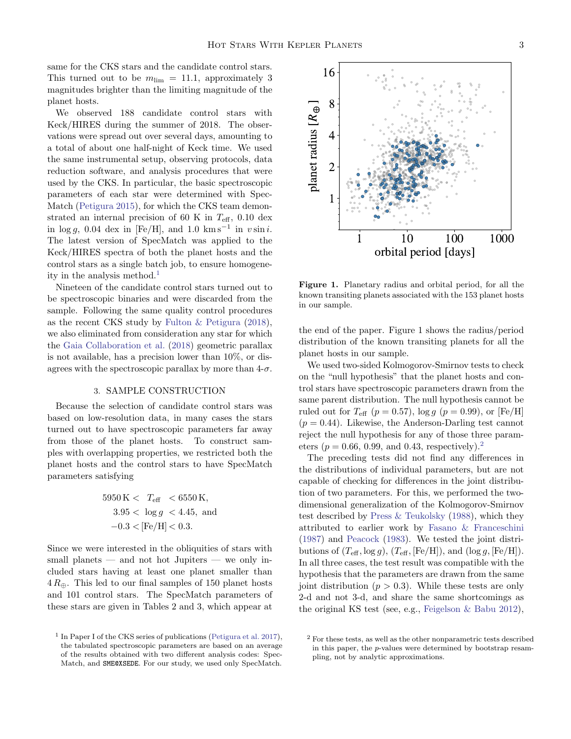same for the CKS stars and the candidate control stars. This turned out to be $m_{\rm lim} = 11.1$, approximately 3 magnitudes brighter than the limiting magnitude of the planet hosts.

We observed 188 candidate control stars with Keck/HIRES during the summer of 2018. The observations were spread out over several days, amounting to a total of about one half-night of Keck time. We used the same instrumental setup, observing protocols, data reduction software, and analysis procedures that were used by the CKS. In particular, the basic spectroscopic parameters of each star were determined with SpecMatch (Petigura 2015), for which the CKS team demonstrated an internal precision of 60 K in $T_{\rm eff}$, 0.10 dex in $\log g$, 0.04 dex in [Fe/H], and 1.0 $\rm km\,s^{-1}$ in $v \sin i$. The latest version of SpecMatch was applied to the Keck/HIRES spectra of both the planet hosts and the control stars as a single batch job, to ensure homogeneity in the analysis method.[1]

Nineteen of the candidate control stars turned out to be spectroscopic binaries and were discarded from the sample. Following the same quality control procedures as the recent CKS study by Fulton & Petigura (2018), we also eliminated from consideration any star for which the Gaia Collaboration et al. (2018) geometric parallax is not available, has a precision lower than 10%, or disagrees with the spectroscopic parallax by more than 4-$\sigma$.

## 3. SAMPLE CONSTRUCTION

Because the selection of candidate control stars was based on low-resolution data, in many cases the stars turned out to have spectroscopic parameters far away from those of the planet hosts. To construct samples with overlapping properties, we restricted both the planet hosts and the control stars to have SpecMatch parameters satisfying

$$
\begin{aligned}
5950\,{\rm K} < \;\; & T_{\rm eff} \;\; < 6550\,{\rm K}, \\
3.95 < \;\; & \log g \;\; < 4.45, \;\; \text{and} \\
-0.3 < & [{\rm Fe/H}] < 0.3.
\end{aligned}
$$

Since we were interested in the obliquities of stars with small planets — and not hot Jupiters — we only included stars having at least one planet smaller than $4\,R_\oplus$. This led to our final samples of 150 planet hosts and 101 control stars. The SpecMatch parameters of these stars are given in Tables 2 and 3, which appear at the end of the paper. Figure 1 shows the radius/period distribution of the known transiting planets for all the planet hosts in our sample.

**Figure 1.** Planetary radius and orbital period, for all the known transiting planets associated with the 153 planet hosts in our sample.

We used two-sided Kolmogorov-Smirnov tests to check on the "null hypothesis" that the planet hosts and control stars have spectroscopic parameters drawn from the same parent distribution. The null hypothesis cannot be ruled out for $T_{\rm eff}$ ($p = 0.57$), $\log g$ ($p = 0.99$), or [Fe/H] ($p = 0.44$). Likewise, the Anderson-Darling test cannot reject the null hypothesis for any of those three parameters ($p = 0.66$, 0.99, and 0.43, respectively).[2]

The preceding tests did not find any differences in the distributions of individual parameters, but are not capable of checking for differences in the joint distribution of two parameters. For this, we performed the two-dimensional generalization of the Kolmogorov-Smirnov test described by Press & Teukolsky (1988), which they attributed to earlier work by Fasano & Franceschini (1987) and Peacock (1983). We tested the joint distributions of ($T_{\rm eff}, \log g$), ($T_{\rm eff}$, [Fe/H]), and ($\log g$, [Fe/H]). In all three cases, the test result was compatible with the hypothesis that the parameters are drawn from the same joint distribution ($p > 0.3$). While these tests are only 2-d and not 3-d, and share the same shortcomings as the original KS test (see, e.g., Feigelson & Babu 2012),

[1] In Paper I of the CKS series of publications (Petigura et al. 2017), the tabulated spectroscopic parameters are based on an average of the results obtained with two different analysis codes: SpecMatch, and SME@XSEDE. For our study, we used only SpecMatch.

[2] For these tests, as well as the other nonparametric tests described in this paper, the $p$-values were determined by bootstrap resampling, not by analytic approximations.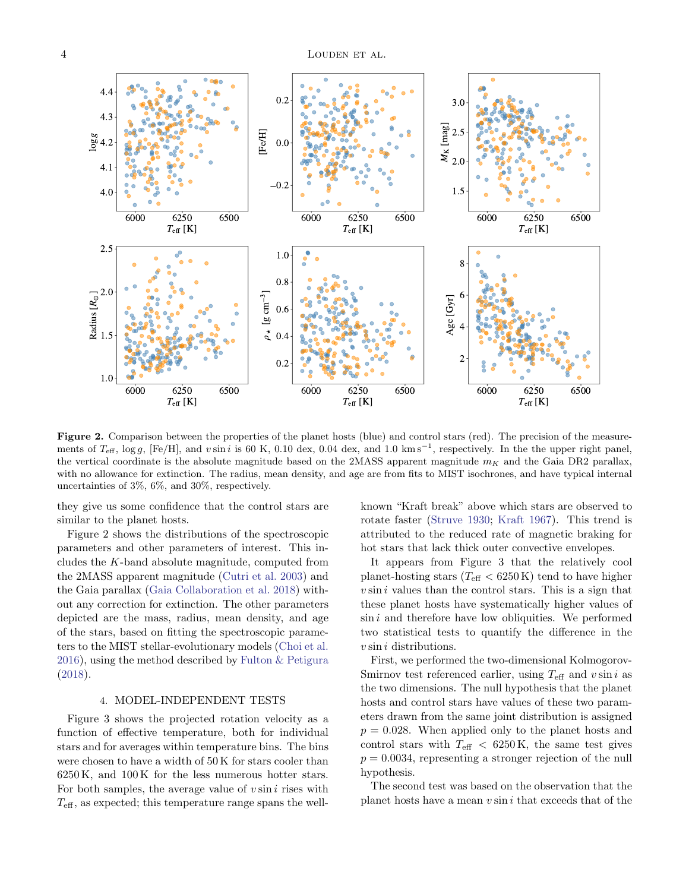**Figure 2.** Comparison between the properties of the planet hosts (blue) and control stars (red). The precision of the measurements of $T_{\rm eff}$, $\log g$, [Fe/H], and $v \sin i$ is 60 K, 0.10 dex, 0.04 dex, and 1.0 km s$^{-1}$, respectively. In the the upper right panel, the vertical coordinate is the absolute magnitude based on the 2MASS apparent magnitude $m_K$ and the Gaia DR2 parallax, with no allowance for extinction. The radius, mean density, and age are from fits to MIST isochrones, and have typical internal uncertainties of 3%, 6%, and 30%, respectively.

they give us some confidence that the control stars are similar to the planet hosts.

Figure 2 shows the distributions of the spectroscopic parameters and other parameters of interest. This includes the $K$-band absolute magnitude, computed from the 2MASS apparent magnitude (Cutri et al. 2003) and the Gaia parallax (Gaia Collaboration et al. 2018) without any correction for extinction. The other parameters depicted are the mass, radius, mean density, and age of the stars, based on fitting the spectroscopic parameters to the MIST stellar-evolutionary models (Choi et al. 2016), using the method described by Fulton & Petigura (2018).

## 4. MODEL-INDEPENDENT TESTS

Figure 3 shows the projected rotation velocity as a function of effective temperature, both for individual stars and for averages within temperature bins. The bins were chosen to have a width of 50 K for stars cooler than 6250 K, and 100 K for the less numerous hotter stars. For both samples, the average value of $v \sin i$ rises with $T_{\rm eff}$, as expected; this temperature range spans the well-known "Kraft break" above which stars are observed to rotate faster (Struve 1930; Kraft 1967). This trend is attributed to the reduced rate of magnetic braking for hot stars that lack thick outer convective envelopes.

It appears from Figure 3 that the relatively cool planet-hosting stars ($T_{\rm eff} < 6250$ K) tend to have higher $v \sin i$ values than the control stars. This is a sign that these planet hosts have systematically higher values of $\sin i$ and therefore have low obliquities. We performed two statistical tests to quantify the difference in the $v \sin i$ distributions.

First, we performed the two-dimensional Kolmogorov-Smirnov test referenced earlier, using $T_{\rm eff}$ and $v \sin i$ as the two dimensions. The null hypothesis that the planet hosts and control stars have values of these two parameters drawn from the same joint distribution is assigned $p = 0.028$. When applied only to the planet hosts and control stars with $T_{\rm eff} < 6250$ K, the same test gives $p = 0.0034$, representing a stronger rejection of the null hypothesis.

The second test was based on the observation that the planet hosts have a mean $v \sin i$ that exceeds that of the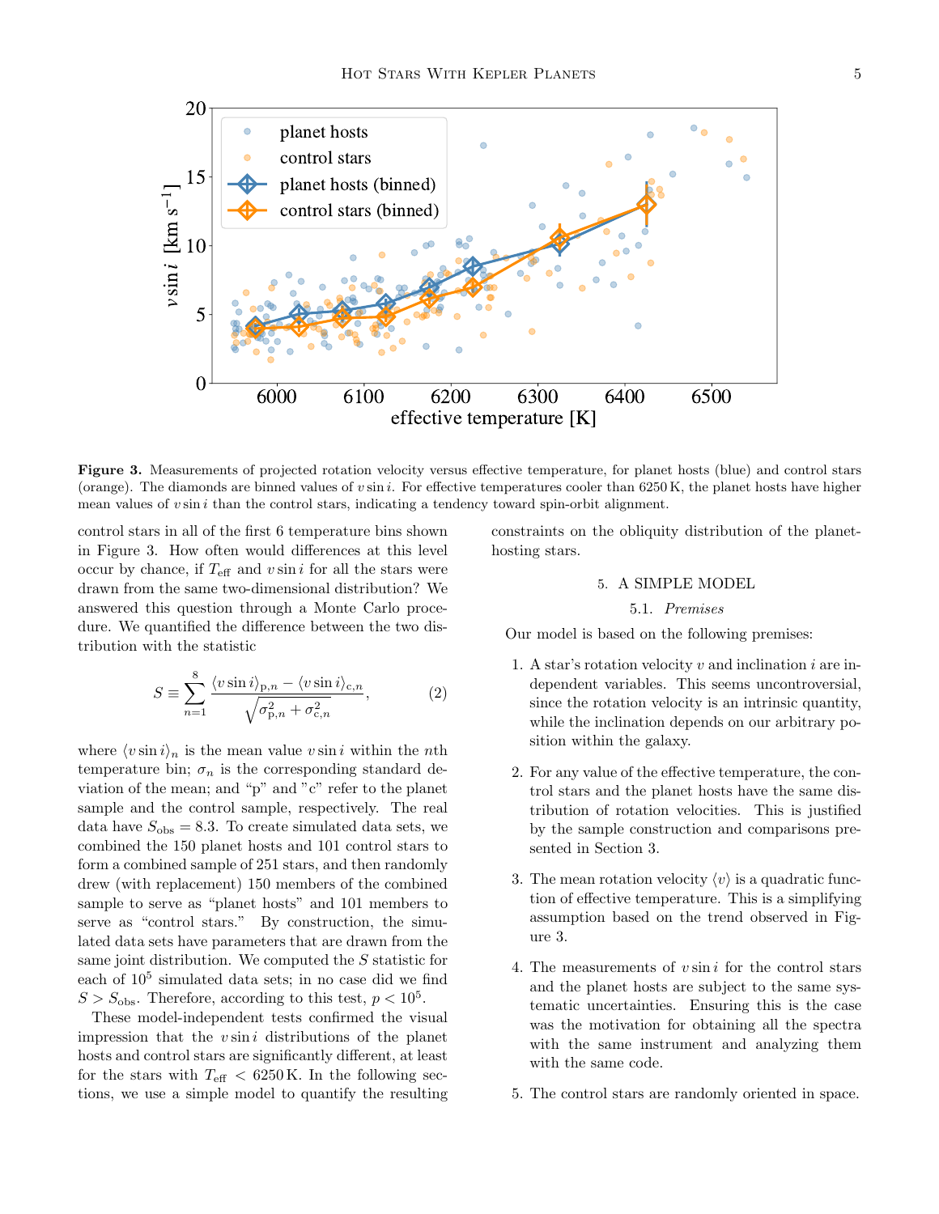**Figure 3.** Measurements of projected rotation velocity versus effective temperature, for planet hosts (blue) and control stars (orange). The diamonds are binned values of $v \sin i$. For effective temperatures cooler than 6250 K, the planet hosts have higher mean values of $v \sin i$ than the control stars, indicating a tendency toward spin-orbit alignment.

control stars in all of the first 6 temperature bins shown in Figure 3. How often would differences at this level occur by chance, if $T_{\rm eff}$ and $v \sin i$ for all the stars were drawn from the same two-dimensional distribution? We answered this question through a Monte Carlo procedure. We quantified the difference between the two distribution with the statistic

$$S \equiv \sum_{n=1}^{8} \frac{\langle v \sin i \rangle_{{\rm p},n} - \langle v \sin i \rangle_{{\rm c},n}}{\sqrt{\sigma^2_{{\rm p},n} + \sigma^2_{{\rm c},n}}}, \tag{2}$$

where $\langle v \sin i \rangle_n$ is the mean value $v \sin i$ within the $n$th temperature bin; $\sigma_n$ is the corresponding standard deviation of the mean; and "p" and "c" refer to the planet sample and the control sample, respectively. The real data have $S_{\rm obs} = 8.3$. To create simulated data sets, we combined the 150 planet hosts and 101 control stars to form a combined sample of 251 stars, and then randomly drew (with replacement) 150 members of the combined sample to serve as "planet hosts" and 101 members to serve as "control stars." By construction, the simulated data sets have parameters that are drawn from the same joint distribution. We computed the $S$ statistic for each of $10^5$ simulated data sets; in no case did we find $S > S_{\rm obs}$. Therefore, according to this test, $p < 10^5$.

These model-independent tests confirmed the visual impression that the $v \sin i$ distributions of the planet hosts and control stars are significantly different, at least for the stars with $T_{\rm eff} < 6250$ K. In the following sections, we use a simple model to quantify the resulting constraints on the obliquity distribution of the planet-hosting stars.

## 5. A SIMPLE MODEL

### 5.1. *Premises*

Our model is based on the following premises:

1. A star's rotation velocity $v$ and inclination $i$ are independent variables. This seems uncontroversial, since the rotation velocity is an intrinsic quantity, while the inclination depends on our arbitrary position within the galaxy.

2. For any value of the effective temperature, the control stars and the planet hosts have the same distribution of rotation velocities. This is justified by the sample construction and comparisons presented in Section 3.

3. The mean rotation velocity $\langle v \rangle$ is a quadratic function of effective temperature. This is a simplifying assumption based on the trend observed in Figure 3.

4. The measurements of $v \sin i$ for the control stars and the planet hosts are subject to the same systematic uncertainties. Ensuring this is the case was the motivation for obtaining all the spectra with the same instrument and analyzing them with the same code.

5. The control stars are randomly oriented in space.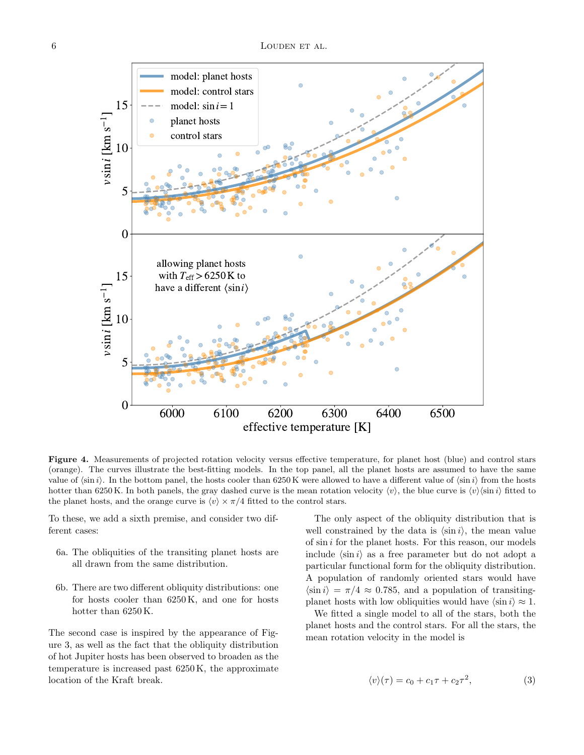**Figure 4.** Measurements of projected rotation velocity versus effective temperature, for planet host (blue) and control stars (orange). The curves illustrate the best-fitting models. In the top panel, all the planet hosts are assumed to have the same value of $\langle \sin i \rangle$. In the bottom panel, the hosts cooler than 6250 K were allowed to have a different value of $\langle \sin i \rangle$ from the hosts hotter than 6250 K. In both panels, the gray dashed curve is the mean rotation velocity $\langle v \rangle$, the blue curve is $\langle v \rangle \langle \sin i \rangle$ fitted to the planet hosts, and the orange curve is $\langle v \rangle \times \pi/4$ fitted to the control stars.

To these, we add a sixth premise, and consider two different cases:

- 6a. The obliquities of the transiting planet hosts are all drawn from the same distribution.
- 6b. There are two different obliquity distributions: one for hosts cooler than 6250 K, and one for hosts hotter than 6250 K.

The second case is inspired by the appearance of Figure 3, as well as the fact that the obliquity distribution of hot Jupiter hosts has been observed to broaden as the temperature is increased past 6250 K, the approximate location of the Kraft break.

The only aspect of the obliquity distribution that is well constrained by the data is $\langle \sin i \rangle$, the mean value of $\sin i$ for the planet hosts. For this reason, our models include $\langle \sin i \rangle$ as a free parameter but do not adopt a particular functional form for the obliquity distribution. A population of randomly oriented stars would have $\langle \sin i \rangle = \pi/4 \approx 0.785$, and a population of transiting-planet hosts with low obliquities would have $\langle \sin i \rangle \approx 1$.

We fitted a single model to all of the stars, both the planet hosts and the control stars. For all the stars, the mean rotation velocity in the model is

$$\langle v \rangle(\tau) = c_0 + c_1\tau + c_2\tau^2, \tag{3}$$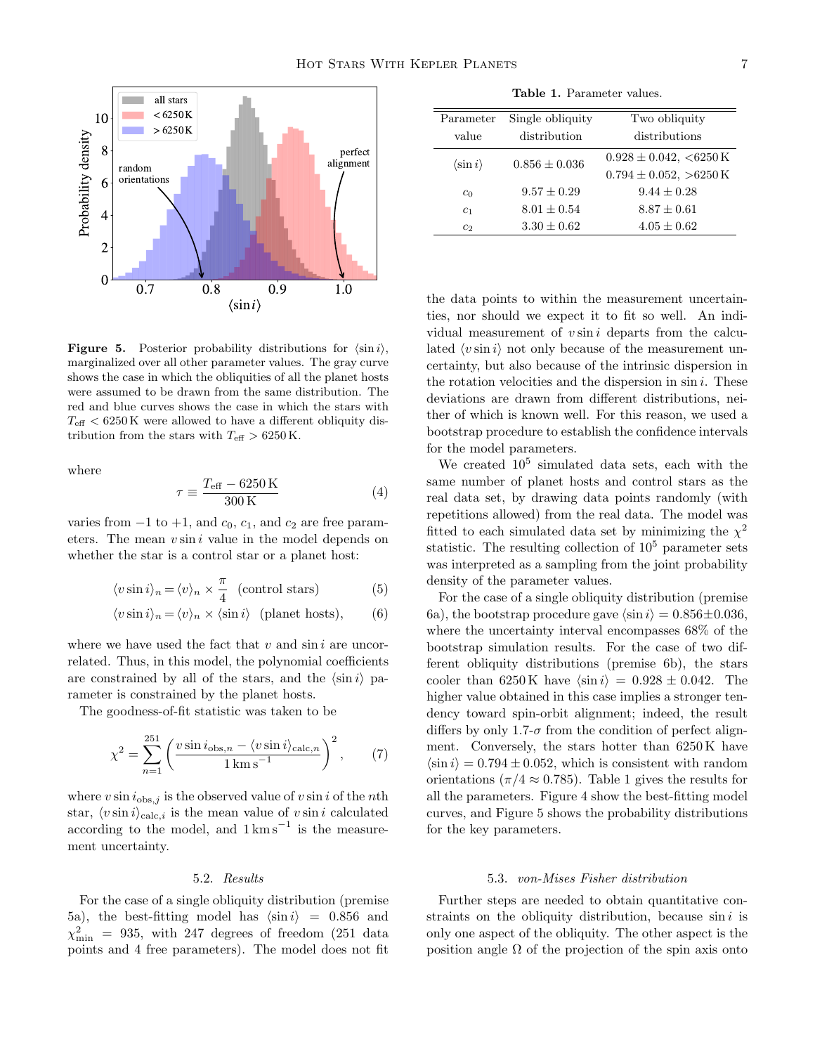**Figure 5.** Posterior probability distributions for $\langle \sin i \rangle$, marginalized over all other parameter values. The gray curve shows the case in which the obliquities of all the planet hosts were assumed to be drawn from the same distribution. The red and blue curves shows the case in which the stars with $T_{\rm eff} < 6250\,{\rm K}$ were allowed to have a different obliquity distribution from the stars with $T_{\rm eff} > 6250\,{\rm K}$.

where

$$\tau \equiv \frac{T_{\rm eff} - 6250\,{\rm K}}{300\,{\rm K}} \tag{4}$$

varies from $-1$ to $+1$, and $c_0$, $c_1$, and $c_2$ are free parameters. The mean $v \sin i$ value in the model depends on whether the star is a control star or a planet host:

$$\langle v \sin i \rangle_n = \langle v \rangle_n \times \frac{\pi}{4} \quad \text{(control stars)} \tag{5}$$

$$\langle v \sin i \rangle_n = \langle v \rangle_n \times \langle \sin i \rangle \quad \text{(planet hosts)}, \tag{6}$$

where we have used the fact that $v$ and $\sin i$ are uncorrelated. Thus, in this model, the polynomial coefficients are constrained by all of the stars, and the $\langle \sin i \rangle$ parameter is constrained by the planet hosts.

The goodness-of-fit statistic was taken to be

$$\chi^2 = \sum_{n=1}^{251} \left( \frac{v \sin i_{{\rm obs},n} - \langle v \sin i \rangle_{{\rm calc},n}}{1\,{\rm km\,s^{-1}}} \right)^2, \tag{7}$$

where $v \sin i_{{\rm obs},j}$ is the observed value of $v \sin i$ of the $n$th star, $\langle v \sin i \rangle_{{\rm calc},i}$ is the mean value of $v \sin i$ calculated according to the model, and $1\,{\rm km\,s^{-1}}$ is the measurement uncertainty.

### 5.2. *Results*

For the case of a single obliquity distribution (premise 5a), the best-fitting model has $\langle \sin i \rangle = 0.856$ and $\chi^2_{\rm min} = 935$, with 247 degrees of freedom (251 data points and 4 free parameters). The model does not fit the data points to within the measurement uncertainties, nor should we expect it to fit so well. An individual measurement of $v \sin i$ departs from the calculated $\langle v \sin i \rangle$ not only because of the measurement uncertainty, but also because of the intrinsic dispersion in the rotation velocities and the dispersion in $\sin i$. These deviations are drawn from different distributions, neither of which is known well. For this reason, we used a bootstrap procedure to establish the confidence intervals for the model parameters.

**Table 1.** Parameter values.

| Parameter value | Single obliquity distribution | Two obliquity distributions |
|---|---|---|
| $\langle \sin i \rangle$ | $0.856 \pm 0.036$ | $0.928 \pm 0.042$, $<$6250 K<br>$0.794 \pm 0.052$, $>$6250 K |
| $c_0$ | $9.57 \pm 0.29$ | $9.44 \pm 0.28$ |
| $c_1$ | $8.01 \pm 0.54$ | $8.87 \pm 0.61$ |
| $c_2$ | $3.30 \pm 0.62$ | $4.05 \pm 0.62$ |

We created $10^5$ simulated data sets, each with the same number of planet hosts and control stars as the real data set, by drawing data points randomly (with repetitions allowed) from the real data. The model was fitted to each simulated data set by minimizing the $\chi^2$ statistic. The resulting collection of $10^5$ parameter sets was interpreted as a sampling from the joint probability density of the parameter values.

For the case of a single obliquity distribution (premise 6a), the bootstrap procedure gave $\langle \sin i \rangle = 0.856 \pm 0.036$, where the uncertainty interval encompasses 68% of the bootstrap simulation results. For the case of two different obliquity distributions (premise 6b), the stars cooler than 6250 K have $\langle \sin i \rangle = 0.928 \pm 0.042$. The higher value obtained in this case implies a stronger tendency toward spin-orbit alignment; indeed, the result differs by only 1.7-$\sigma$ from the condition of perfect alignment. Conversely, the stars hotter than 6250 K have $\langle \sin i \rangle = 0.794 \pm 0.052$, which is consistent with random orientations ($\pi/4 \approx 0.785$). Table 1 gives the results for all the parameters. Figure 4 show the best-fitting model curves, and Figure 5 shows the probability distributions for the key parameters.

### 5.3. *von-Mises Fisher distribution*

Further steps are needed to obtain quantitative constraints on the obliquity distribution, because $\sin i$ is only one aspect of the obliquity. The other aspect is the position angle $\Omega$ of the projection of the spin axis onto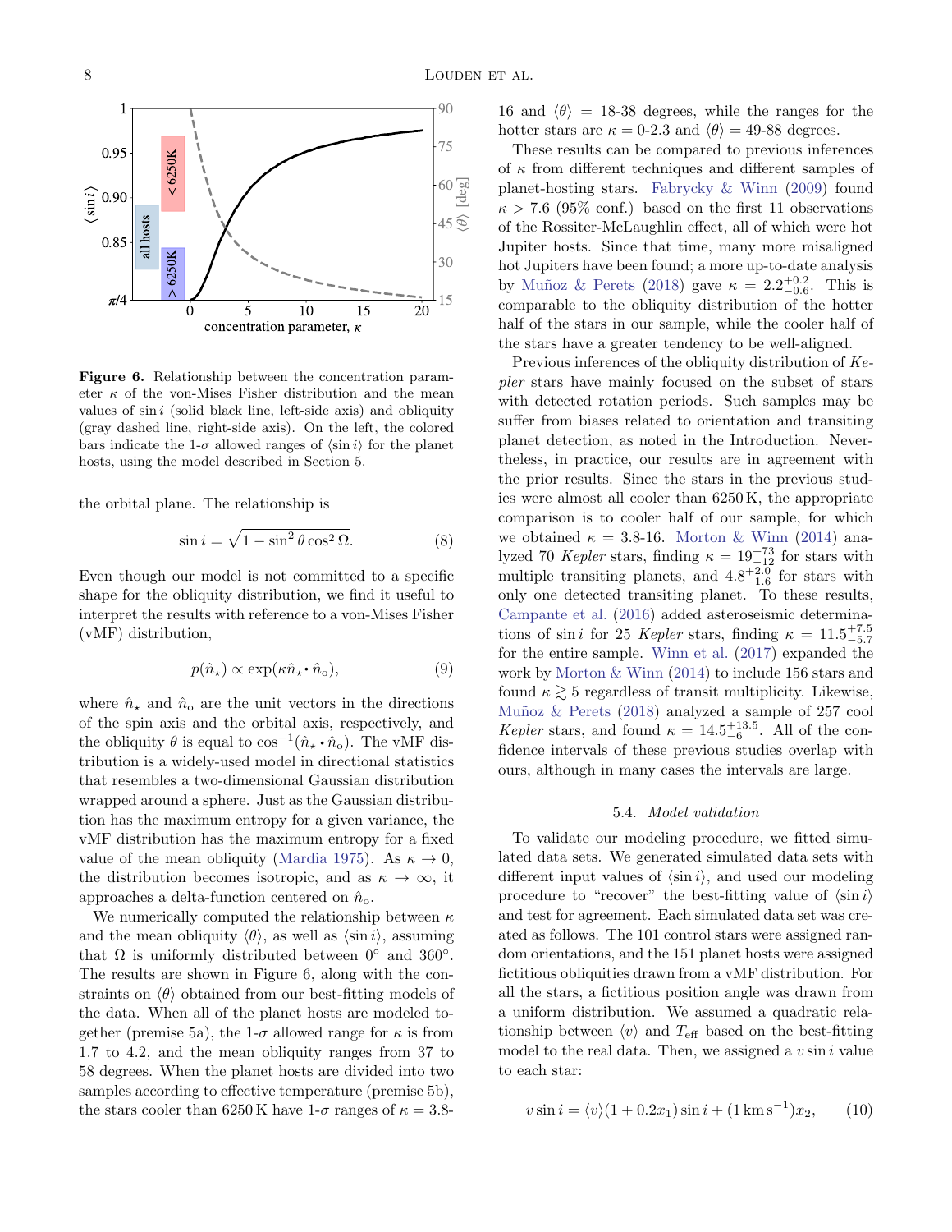**Figure 6.** Relationship between the concentration parameter $\kappa$ of the von-Mises Fisher distribution and the mean values of $\sin i$ (solid black line, left-side axis) and obliquity (gray dashed line, right-side axis). On the left, the colored bars indicate the 1-$\sigma$ allowed ranges of $\langle \sin i \rangle$ for the planet hosts, using the model described in Section 5.

the orbital plane. The relationship is

$$\sin i = \sqrt{1 - \sin^2 \theta \cos^2 \Omega}. \tag{8}$$

Even though our model is not committed to a specific shape for the obliquity distribution, we find it useful to interpret the results with reference to a von-Mises Fisher (vMF) distribution,

$$p(\hat{n}_\star) \propto \exp(\kappa \hat{n}_\star \cdot \hat{n}_{\rm o}), \tag{9}$$

where $\hat{n}_\star$ and $\hat{n}_{\rm o}$ are the unit vectors in the directions of the spin axis and the orbital axis, respectively, and the obliquity $\theta$ is equal to $\cos^{-1}(\hat{n}_\star \cdot \hat{n}_{\rm o})$. The vMF distribution is a widely-used model in directional statistics that resembles a two-dimensional Gaussian distribution wrapped around a sphere. Just as the Gaussian distribution has the maximum entropy for a given variance, the vMF distribution has the maximum entropy for a fixed value of the mean obliquity (Mardia 1975). As $\kappa \to 0$, the distribution becomes isotropic, and as $\kappa \to \infty$, it approaches a delta-function centered on $\hat{n}_{\rm o}$.

We numerically computed the relationship between $\kappa$ and the mean obliquity $\langle \theta \rangle$, as well as $\langle \sin i \rangle$, assuming that $\Omega$ is uniformly distributed between 0° and 360°. The results are shown in Figure 6, along with the constraints on $\langle \theta \rangle$ obtained from our best-fitting models of the data. When all of the planet hosts are modeled together (premise 5a), the 1-$\sigma$ allowed range for $\kappa$ is from 1.7 to 4.2, and the mean obliquity ranges from 37 to 58 degrees. When the planet hosts are divided into two samples according to effective temperature (premise 5b), the stars cooler than 6250 K have 1-$\sigma$ ranges of $\kappa$ = 3.8-16 and $\langle \theta \rangle$ = 18-38 degrees, while the ranges for the hotter stars are $\kappa$ = 0-2.3 and $\langle \theta \rangle$ = 49-88 degrees.

These results can be compared to previous inferences of $\kappa$ from different techniques and different samples of planet-hosting stars. Fabrycky & Winn (2009) found $\kappa > 7.6$ (95% conf.) based on the first 11 observations of the Rossiter-McLaughlin effect, all of which were hot Jupiter hosts. Since that time, many more misaligned hot Jupiters have been found; a more up-to-date analysis by Muñoz & Perets (2018) gave $\kappa = 2.2^{+0.2}_{-0.6}$. This is comparable to the obliquity distribution of the hotter half of the stars in our sample, while the cooler half of the stars have a greater tendency to be well-aligned.

Previous inferences of the obliquity distribution of *Kepler* stars have mainly focused on the subset of stars with detected rotation periods. Such samples may be suffer from biases related to orientation and transiting planet detection, as noted in the Introduction. Nevertheless, in practice, our results are in agreement with the prior results. Since the stars in the previous studies were almost all cooler than 6250 K, the appropriate comparison is to cooler half of our sample, for which we obtained $\kappa$ = 3.8-16. Morton & Winn (2014) analyzed 70 *Kepler* stars, finding $\kappa = 19^{+73}_{-12}$ for stars with multiple transiting planets, and $4.8^{+2.0}_{-1.6}$ for stars with only one detected transiting planet. To these results, Campante et al. (2016) added asteroseismic determinations of $\sin i$ for 25 *Kepler* stars, finding $\kappa = 11.5^{+7.5}_{-5.7}$ for the entire sample. Winn et al. (2017) expanded the work by Morton & Winn (2014) to include 156 stars and found $\kappa \gtrsim 5$ regardless of transit multiplicity. Likewise, Muñoz & Perets (2018) analyzed a sample of 257 cool *Kepler* stars, and found $\kappa = 14.5^{+13.5}_{-6}$. All of the confidence intervals of these previous studies overlap with ours, although in many cases the intervals are large.

### 5.4. *Model validation*

To validate our modeling procedure, we fitted simulated data sets. We generated simulated data sets with different input values of $\langle \sin i \rangle$, and used our modeling procedure to "recover" the best-fitting value of $\langle \sin i \rangle$ and test for agreement. Each simulated data set was created as follows. The 101 control stars were assigned random orientations, and the 151 planet hosts were assigned fictitious obliquities drawn from a vMF distribution. For all the stars, a fictitious position angle was drawn from a uniform distribution. We assumed a quadratic relationship between $\langle v \rangle$ and $T_{\rm eff}$ based on the best-fitting model to the real data. Then, we assigned a $v \sin i$ value to each star:

$$v \sin i = \langle v \rangle (1 + 0.2 x_1) \sin i + (1\,{\rm km\,s^{-1}}) x_2, \tag{10}$$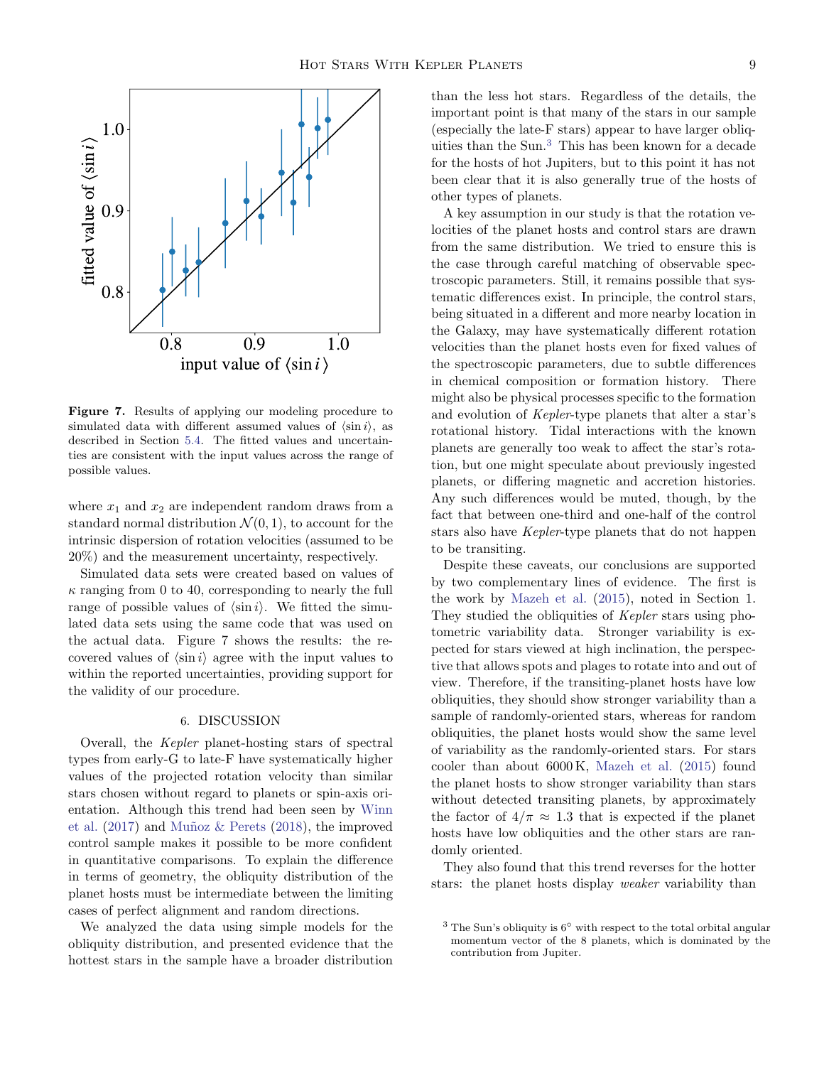**Figure 7.** Results of applying our modeling procedure to simulated data with different assumed values of $\langle \sin i \rangle$, as described in Section 5.4. The fitted values and uncertainties are consistent with the input values across the range of possible values.

where $x_1$ and $x_2$ are independent random draws from a standard normal distribution $\mathcal{N}(0, 1)$, to account for the intrinsic dispersion of rotation velocities (assumed to be 20%) and the measurement uncertainty, respectively.

Simulated data sets were created based on values of $\kappa$ ranging from 0 to 40, corresponding to nearly the full range of possible values of $\langle \sin i \rangle$. We fitted the simulated data sets using the same code that was used on the actual data. Figure 7 shows the results: the recovered values of $\langle \sin i \rangle$ agree with the input values to within the reported uncertainties, providing support for the validity of our procedure.

## 6. DISCUSSION

Overall, the *Kepler* planet-hosting stars of spectral types from early-G to late-F have systematically higher values of the projected rotation velocity than similar stars chosen without regard to planets or spin-axis orientation. Although this trend had been seen by Winn et al. (2017) and Muñoz & Perets (2018), the improved control sample makes it possible to be more confident in quantitative comparisons. To explain the difference in terms of geometry, the obliquity distribution of the planet hosts must be intermediate between the limiting cases of perfect alignment and random directions.

We analyzed the data using simple models for the obliquity distribution, and presented evidence that the hottest stars in the sample have a broader distribution than the less hot stars. Regardless of the details, the important point is that many of the stars in our sample (especially the late-F stars) appear to have larger obliquities than the Sun.[3] This has been known for a decade for the hosts of hot Jupiters, but to this point it has not been clear that it is also generally true of the hosts of other types of planets.

A key assumption in our study is that the rotation velocities of the planet hosts and control stars are drawn from the same distribution. We tried to ensure this is the case through careful matching of observable spectroscopic parameters. Still, it remains possible that systematic differences exist. In principle, the control stars, being situated in a different and more nearby location in the Galaxy, may have systematically different rotation velocities than the planet hosts even for fixed values of the spectroscopic parameters, due to subtle differences in chemical composition or formation history. There might also be physical processes specific to the formation and evolution of *Kepler*-type planets that alter a star's rotational history. Tidal interactions with the known planets are generally too weak to affect the star's rotation, but one might speculate about previously ingested planets, or differing magnetic and accretion histories. Any such differences would be muted, though, by the fact that between one-third and one-half of the control stars also have *Kepler*-type planets that do not happen to be transiting.

Despite these caveats, our conclusions are supported by two complementary lines of evidence. The first is the work by Mazeh et al. (2015), noted in Section 1. They studied the obliquities of *Kepler* stars using photometric variability data. Stronger variability is expected for stars viewed at high inclination, the perspective that allows spots and plages to rotate into and out of view. Therefore, if the transiting-planet hosts have low obliquities, they should show stronger variability than a sample of randomly-oriented stars, whereas for random obliquities, the planet hosts would show the same level of variability as the randomly-oriented stars. For stars cooler than about 6000 K, Mazeh et al. (2015) found the planet hosts to show stronger variability than stars without detected transiting planets, by approximately the factor of $4/\pi \approx 1.3$ that is expected if the planet hosts have low obliquities and the other stars are randomly oriented.

They also found that this trend reverses for the hotter stars: the planet hosts display *weaker* variability than

[3] The Sun's obliquity is 6° with respect to the total orbital angular momentum vector of the 8 planets, which is dominated by the contribution from Jupiter.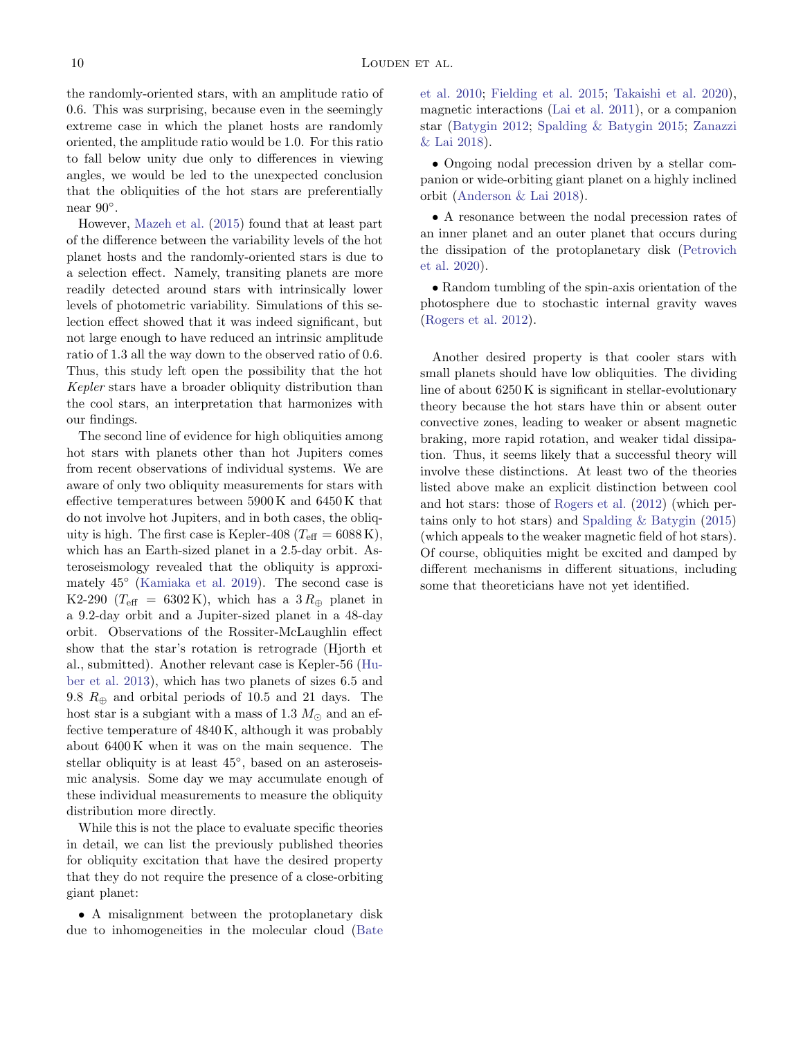the randomly-oriented stars, with an amplitude ratio of 0.6. This was surprising, because even in the seemingly extreme case in which the planet hosts are randomly oriented, the amplitude ratio would be 1.0. For this ratio to fall below unity due only to differences in viewing angles, we would be led to the unexpected conclusion that the obliquities of the hot stars are preferentially near 90°.

However, Mazeh et al. (2015) found that at least part of the difference between the variability levels of the hot planet hosts and the randomly-oriented stars is due to a selection effect. Namely, transiting planets are more readily detected around stars with intrinsically lower levels of photometric variability. Simulations of this selection effect showed that it was indeed significant, but not large enough to have reduced an intrinsic amplitude ratio of 1.3 all the way down to the observed ratio of 0.6. Thus, this study left open the possibility that the hot *Kepler* stars have a broader obliquity distribution than the cool stars, an interpretation that harmonizes with our findings.

The second line of evidence for high obliquities among hot stars with planets other than hot Jupiters comes from recent observations of individual systems. We are aware of only two obliquity measurements for stars with effective temperatures between 5900 K and 6450 K that do not involve hot Jupiters, and in both cases, the obliquity is high. The first case is Kepler-408 ($T_{\rm eff} = 6088$ K), which has an Earth-sized planet in a 2.5-day orbit. Asteroseismology revealed that the obliquity is approximately 45° (Kamiaka et al. 2019). The second case is K2-290 ($T_{\rm eff} = 6302$ K), which has a $3\,R_\oplus$ planet in a 9.2-day orbit and a Jupiter-sized planet in a 48-day orbit. Observations of the Rossiter-McLaughlin effect show that the star's rotation is retrograde (Hjorth et al., submitted). Another relevant case is Kepler-56 (Huber et al. 2013), which has two planets of sizes 6.5 and 9.8 $R_\oplus$ and orbital periods of 10.5 and 21 days. The host star is a subgiant with a mass of 1.3 $M_\odot$ and an effective temperature of 4840 K, although it was probably about 6400 K when it was on the main sequence. The stellar obliquity is at least 45°, based on an asteroseismic analysis. Some day we may accumulate enough of these individual measurements to measure the obliquity distribution more directly.

While this is not the place to evaluate specific theories in detail, we can list the previously published theories for obliquity excitation that have the desired property that they do not require the presence of a close-orbiting giant planet:

- A misalignment between the protoplanetary disk due to inhomogeneities in the molecular cloud (Bate et al. 2010; Fielding et al. 2015; Takaishi et al. 2020), magnetic interactions (Lai et al. 2011), or a companion star (Batygin 2012; Spalding & Batygin 2015; Zanazzi & Lai 2018).

- Ongoing nodal precession driven by a stellar companion or wide-orbiting giant planet on a highly inclined orbit (Anderson & Lai 2018).

- A resonance between the nodal precession rates of an inner planet and an outer planet that occurs during the dissipation of the protoplanetary disk (Petrovich et al. 2020).

- Random tumbling of the spin-axis orientation of the photosphere due to stochastic internal gravity waves (Rogers et al. 2012).

Another desired property is that cooler stars with small planets should have low obliquities. The dividing line of about 6250 K is significant in stellar-evolutionary theory because the hot stars have thin or absent outer convective zones, leading to weaker or absent magnetic braking, more rapid rotation, and weaker tidal dissipation. Thus, it seems likely that a successful theory will involve these distinctions. At least two of the theories listed above make an explicit distinction between cool and hot stars: those of Rogers et al. (2012) (which pertains only to hot stars) and Spalding & Batygin (2015) (which appeals to the weaker magnetic field of hot stars). Of course, obliquities might be excited and damped by different mechanisms in different situations, including some that theoreticians have not yet identified.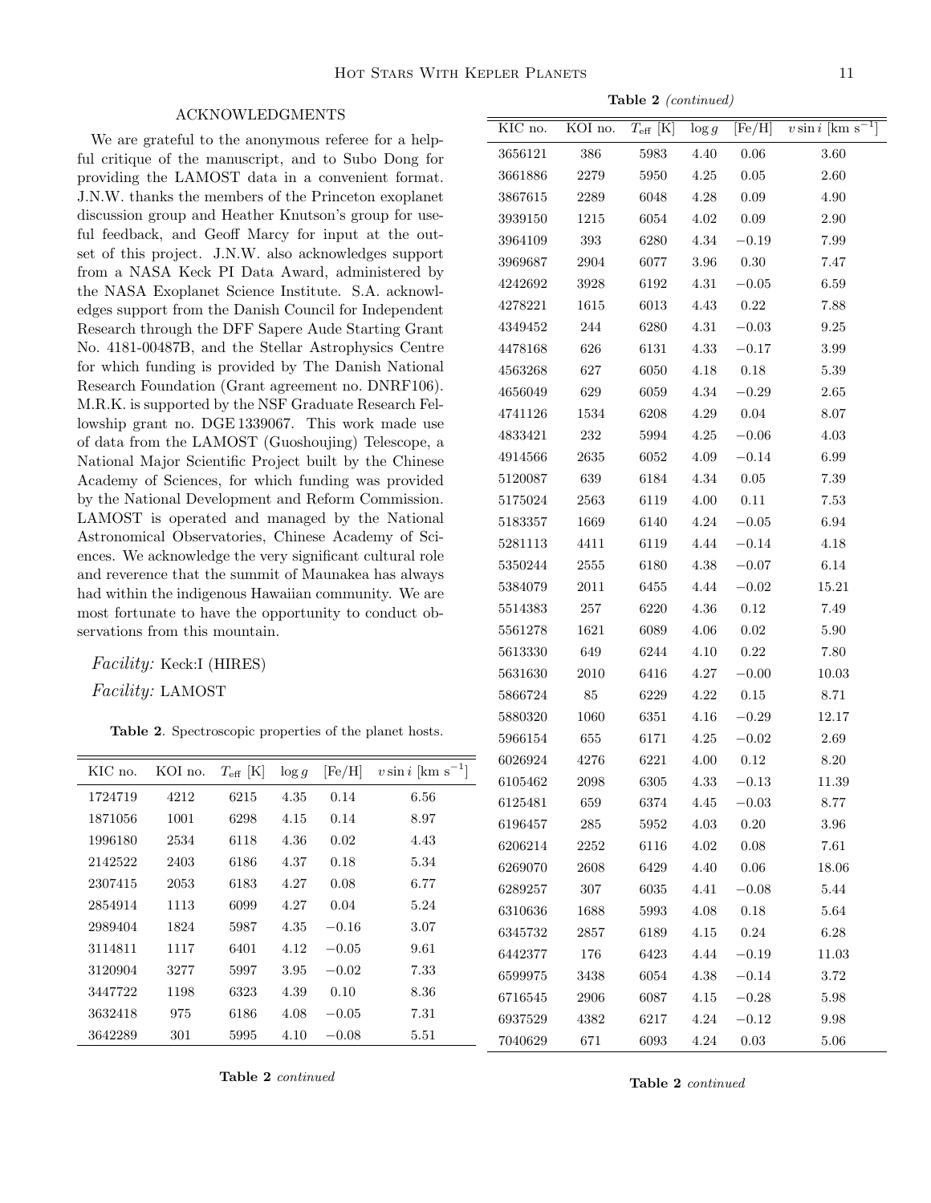## ACKNOWLEDGMENTS

We are grateful to the anonymous referee for a helpful critique of the manuscript, and to Subo Dong for providing the LAMOST data in a convenient format. J.N.W. thanks the members of the Princeton exoplanet discussion group and Heather Knutson's group for useful feedback, and Geoff Marcy for input at the outset of this project. J.N.W. also acknowledges support from a NASA Keck PI Data Award, administered by the NASA Exoplanet Science Institute. S.A. acknowledges support from the Danish Council for Independent Research through the DFF Sapere Aude Starting Grant No. 4181-00487B, and the Stellar Astrophysics Centre for which funding is provided by The Danish National Research Foundation (Grant agreement no. DNRF106). M.R.K. is supported by the NSF Graduate Research Fellowship grant no. DGE 1339067. This work made use of data from the LAMOST (Guoshoujing) Telescope, a National Major Scientific Project built by the Chinese Academy of Sciences, for which funding was provided by the National Development and Reform Commission. LAMOST is operated and managed by the National Astronomical Observatories, Chinese Academy of Sciences. We acknowledge the very significant cultural role and reverence that the summit of Maunakea has always had within the indigenous Hawaiian community. We are most fortunate to have the opportunity to conduct observations from this mountain.

*Facility:* Keck:I (HIRES)

*Facility:* LAMOST

**Table 2**. Spectroscopic properties of the planet hosts.

| KIC no. | KOI no. | $T_{\rm eff}$ [K] | $\log g$ | [Fe/H] | $v \sin i$ [km s$^{-1}$] |
|---|---|---|---|---|---|
| 1724719 | 4212 | 6215 | 4.35 | 0.14 | 6.56 |
| 1871056 | 1001 | 6298 | 4.15 | 0.14 | 8.97 |
| 1996180 | 2534 | 6118 | 4.36 | 0.02 | 4.43 |
| 2142522 | 2403 | 6186 | 4.37 | 0.18 | 5.34 |
| 2307415 | 2053 | 6183 | 4.27 | 0.08 | 6.77 |
| 2854914 | 1113 | 6099 | 4.27 | 0.04 | 5.24 |
| 2989404 | 1824 | 5987 | 4.35 | −0.16 | 3.07 |
| 3114811 | 1117 | 6401 | 4.12 | −0.05 | 9.61 |
| 3120904 | 3277 | 5997 | 3.95 | −0.02 | 7.33 |
| 3447722 | 1198 | 6323 | 4.39 | 0.10 | 8.36 |
| 3632418 | 975 | 6186 | 4.08 | −0.05 | 7.31 |
| 3642289 | 301 | 5995 | 4.10 | −0.08 | 5.51 |
| 3656121 | 386 | 5983 | 4.40 | 0.06 | 3.60 |
| 3661886 | 2279 | 5950 | 4.25 | 0.05 | 2.60 |
| 3867615 | 2289 | 6048 | 4.28 | 0.09 | 4.90 |
| 3939150 | 1215 | 6054 | 4.02 | 0.09 | 2.90 |
| 3964109 | 393 | 6280 | 4.34 | −0.19 | 7.99 |
| 3969687 | 2904 | 6077 | 3.96 | 0.30 | 7.47 |
| 4242692 | 3928 | 6192 | 4.31 | −0.05 | 6.59 |
| 4278221 | 1615 | 6013 | 4.43 | 0.22 | 7.88 |
| 4349452 | 244 | 6280 | 4.31 | −0.03 | 9.25 |
| 4478168 | 626 | 6131 | 4.33 | −0.17 | 3.99 |
| 4563268 | 627 | 6050 | 4.18 | 0.18 | 5.39 |
| 4656049 | 629 | 6059 | 4.34 | −0.29 | 2.65 |
| 4741126 | 1534 | 6208 | 4.29 | 0.04 | 8.07 |
| 4833421 | 232 | 5994 | 4.25 | −0.06 | 4.03 |
| 4914566 | 2635 | 6052 | 4.09 | −0.14 | 6.99 |
| 5120087 | 639 | 6184 | 4.34 | 0.05 | 7.39 |
| 5175024 | 2563 | 6119 | 4.00 | 0.11 | 7.53 |
| 5183357 | 1669 | 6140 | 4.24 | −0.05 | 6.94 |
| 5281113 | 4411 | 6119 | 4.44 | −0.14 | 4.18 |
| 5350244 | 2555 | 6180 | 4.38 | −0.07 | 6.14 |
| 5384079 | 2011 | 6455 | 4.44 | −0.02 | 15.21 |
| 5514383 | 257 | 6220 | 4.36 | 0.12 | 7.49 |
| 5561278 | 1621 | 6089 | 4.06 | 0.02 | 5.90 |
| 5613330 | 649 | 6244 | 4.10 | 0.22 | 7.80 |
| 5631630 | 2010 | 6416 | 4.27 | −0.00 | 10.03 |
| 5866724 | 85 | 6229 | 4.22 | 0.15 | 8.71 |
| 5880320 | 1060 | 6351 | 4.16 | −0.29 | 12.17 |
| 5966154 | 655 | 6171 | 4.25 | −0.02 | 2.69 |
| 6026924 | 4276 | 6221 | 4.00 | 0.12 | 8.20 |
| 6105462 | 2098 | 6305 | 4.33 | −0.13 | 11.39 |
| 6125481 | 659 | 6374 | 4.45 | −0.03 | 8.77 |
| 6196457 | 285 | 5952 | 4.03 | 0.20 | 3.96 |
| 6206214 | 2252 | 6116 | 4.02 | 0.08 | 7.61 |
| 6269070 | 2608 | 6429 | 4.40 | 0.06 | 18.06 |
| 6289257 | 307 | 6035 | 4.41 | −0.08 | 5.44 |
| 6310636 | 1688 | 5993 | 4.08 | 0.18 | 5.64 |
| 6345732 | 2857 | 6189 | 4.15 | 0.24 | 6.28 |
| 6442377 | 176 | 6423 | 4.44 | −0.19 | 11.03 |
| 6599975 | 3438 | 6054 | 4.38 | −0.14 | 3.72 |
| 6716545 | 2906 | 6087 | 4.15 | −0.28 | 5.98 |
| 6937529 | 4382 | 6217 | 4.24 | −0.12 | 9.98 |
| 7040629 | 671 | 6093 | 4.24 | 0.03 | 5.06 |

**Table 2** *continued*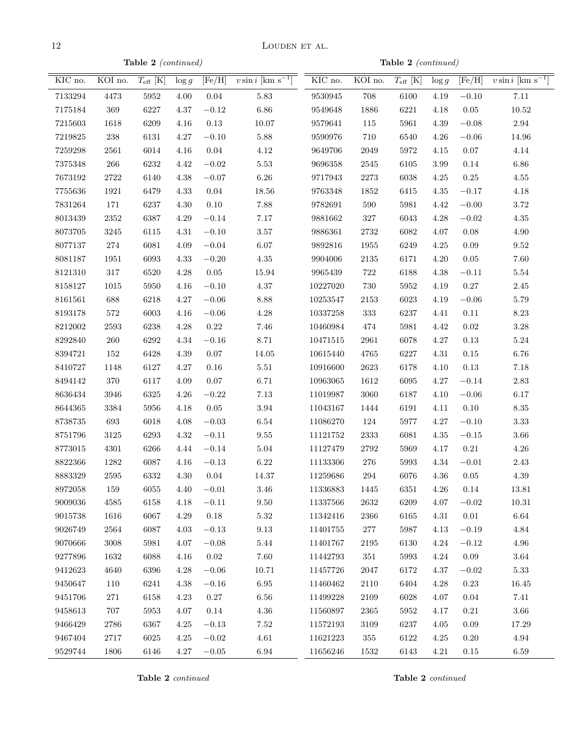**Table 2** *(continued)*

| KIC no. | KOI no. | $T_{\rm eff}$ [K] | $\log g$ | [Fe/H] | $v \sin i$ [km s$^{-1}$] |
|---|---|---|---|---|---|
| 7133294 | 4473 | 5952 | 4.00 | 0.04 | 5.83 |
| 7175184 | 369 | 6227 | 4.37 | −0.12 | 6.86 |
| 7215603 | 1618 | 6209 | 4.16 | 0.13 | 10.07 |
| 7219825 | 238 | 6131 | 4.27 | −0.10 | 5.88 |
| 7259298 | 2561 | 6014 | 4.16 | 0.04 | 4.12 |
| 7375348 | 266 | 6232 | 4.42 | −0.02 | 5.53 |
| 7673192 | 2722 | 6140 | 4.38 | −0.07 | 6.26 |
| 7755636 | 1921 | 6479 | 4.33 | 0.04 | 18.56 |
| 7831264 | 171 | 6237 | 4.30 | 0.10 | 7.88 |
| 8013439 | 2352 | 6387 | 4.29 | −0.14 | 7.17 |
| 8073705 | 3245 | 6115 | 4.31 | −0.10 | 3.57 |
| 8077137 | 274 | 6081 | 4.09 | −0.04 | 6.07 |
| 8081187 | 1951 | 6093 | 4.33 | −0.20 | 4.35 |
| 8121310 | 317 | 6520 | 4.28 | 0.05 | 15.94 |
| 8158127 | 1015 | 5950 | 4.16 | −0.10 | 4.37 |
| 8161561 | 688 | 6218 | 4.27 | −0.06 | 8.88 |
| 8193178 | 572 | 6003 | 4.16 | −0.06 | 4.28 |
| 8212002 | 2593 | 6238 | 4.28 | 0.22 | 7.46 |
| 8292840 | 260 | 6292 | 4.34 | −0.16 | 8.71 |
| 8394721 | 152 | 6428 | 4.39 | 0.07 | 14.05 |
| 8410727 | 1148 | 6127 | 4.27 | 0.16 | 5.51 |
| 8494142 | 370 | 6117 | 4.09 | 0.07 | 6.71 |
| 8636434 | 3946 | 6325 | 4.26 | −0.22 | 7.13 |
| 8644365 | 3384 | 5956 | 4.18 | 0.05 | 3.94 |
| 8738735 | 693 | 6018 | 4.08 | −0.03 | 6.54 |
| 8751796 | 3125 | 6293 | 4.32 | −0.11 | 9.55 |
| 8773015 | 4301 | 6266 | 4.44 | −0.14 | 5.04 |
| 8822366 | 1282 | 6087 | 4.16 | −0.13 | 6.22 |
| 8883329 | 2595 | 6332 | 4.30 | 0.04 | 14.37 |
| 8972058 | 159 | 6055 | 4.40 | −0.01 | 3.46 |
| 9009036 | 4585 | 6158 | 4.18 | −0.11 | 9.50 |
| 9015738 | 1616 | 6067 | 4.29 | 0.18 | 5.32 |
| 9026749 | 2564 | 6087 | 4.03 | −0.13 | 9.13 |
| 9070666 | 3008 | 5981 | 4.07 | −0.08 | 5.44 |
| 9277896 | 1632 | 6088 | 4.16 | 0.02 | 7.60 |
| 9412623 | 4640 | 6396 | 4.28 | −0.06 | 10.71 |
| 9450647 | 110 | 6241 | 4.38 | −0.16 | 6.95 |
| 9451706 | 271 | 6158 | 4.23 | 0.27 | 6.56 |
| 9458613 | 707 | 5953 | 4.07 | 0.14 | 4.36 |
| 9466429 | 2786 | 6367 | 4.25 | −0.13 | 7.52 |
| 9467404 | 2717 | 6025 | 4.25 | −0.02 | 4.61 |
| 9529744 | 1806 | 6146 | 4.27 | −0.05 | 6.94 |
| 9530945 | 708 | 6100 | 4.19 | −0.10 | 7.11 |
| 9549648 | 1886 | 6221 | 4.18 | 0.05 | 10.52 |
| 9579641 | 115 | 5961 | 4.39 | −0.08 | 2.94 |
| 9590976 | 710 | 6540 | 4.26 | −0.06 | 14.96 |
| 9649706 | 2049 | 5972 | 4.15 | 0.07 | 4.14 |
| 9696358 | 2545 | 6105 | 3.99 | 0.14 | 6.86 |
| 9717943 | 2273 | 6038 | 4.25 | 0.25 | 4.55 |
| 9763348 | 1852 | 6415 | 4.35 | −0.17 | 4.18 |
| 9782691 | 590 | 5981 | 4.42 | −0.00 | 3.72 |
| 9881662 | 327 | 6043 | 4.28 | −0.02 | 4.35 |
| 9886361 | 2732 | 6082 | 4.07 | 0.08 | 4.90 |
| 9892816 | 1955 | 6249 | 4.25 | 0.09 | 9.52 |
| 9904006 | 2135 | 6171 | 4.20 | 0.05 | 7.60 |
| 9965439 | 722 | 6188 | 4.38 | −0.11 | 5.54 |
| 10227020 | 730 | 5952 | 4.19 | 0.27 | 2.45 |
| 10253547 | 2153 | 6023 | 4.19 | −0.06 | 5.79 |
| 10337258 | 333 | 6237 | 4.41 | 0.11 | 8.23 |
| 10460984 | 474 | 5981 | 4.42 | 0.02 | 3.28 |
| 10471515 | 2961 | 6078 | 4.27 | 0.13 | 5.24 |
| 10615440 | 4765 | 6227 | 4.31 | 0.15 | 6.76 |
| 10916600 | 2623 | 6178 | 4.10 | 0.13 | 7.18 |
| 10963065 | 1612 | 6095 | 4.27 | −0.14 | 2.83 |
| 11019987 | 3060 | 6187 | 4.10 | −0.06 | 6.17 |
| 11043167 | 1444 | 6191 | 4.11 | 0.10 | 8.35 |
| 11086270 | 124 | 5977 | 4.27 | −0.10 | 3.33 |
| 11121752 | 2333 | 6081 | 4.35 | −0.15 | 3.66 |
| 11127479 | 2792 | 5969 | 4.17 | 0.21 | 4.26 |
| 11133306 | 276 | 5993 | 4.34 | −0.01 | 2.43 |
| 11259686 | 294 | 6076 | 4.36 | 0.05 | 4.39 |
| 11336883 | 1445 | 6351 | 4.26 | 0.14 | 13.81 |
| 11337566 | 2632 | 6209 | 4.07 | −0.02 | 10.31 |
| 11342416 | 2366 | 6165 | 4.31 | 0.01 | 6.64 |
| 11401755 | 277 | 5987 | 4.13 | −0.19 | 4.84 |
| 11401767 | 2195 | 6130 | 4.24 | −0.12 | 4.96 |
| 11442793 | 351 | 5993 | 4.24 | 0.09 | 3.64 |
| 11457726 | 2047 | 6172 | 4.37 | −0.02 | 5.33 |
| 11460462 | 2110 | 6404 | 4.28 | 0.23 | 16.45 |
| 11499228 | 2109 | 6028 | 4.07 | 0.04 | 7.41 |
| 11560897 | 2365 | 5952 | 4.17 | 0.21 | 3.66 |
| 11572193 | 3109 | 6237 | 4.05 | 0.09 | 17.29 |
| 11621223 | 355 | 6122 | 4.25 | 0.20 | 4.94 |
| 11656246 | 1532 | 6143 | 4.21 | 0.15 | 6.59 |

**Table 2** *continued*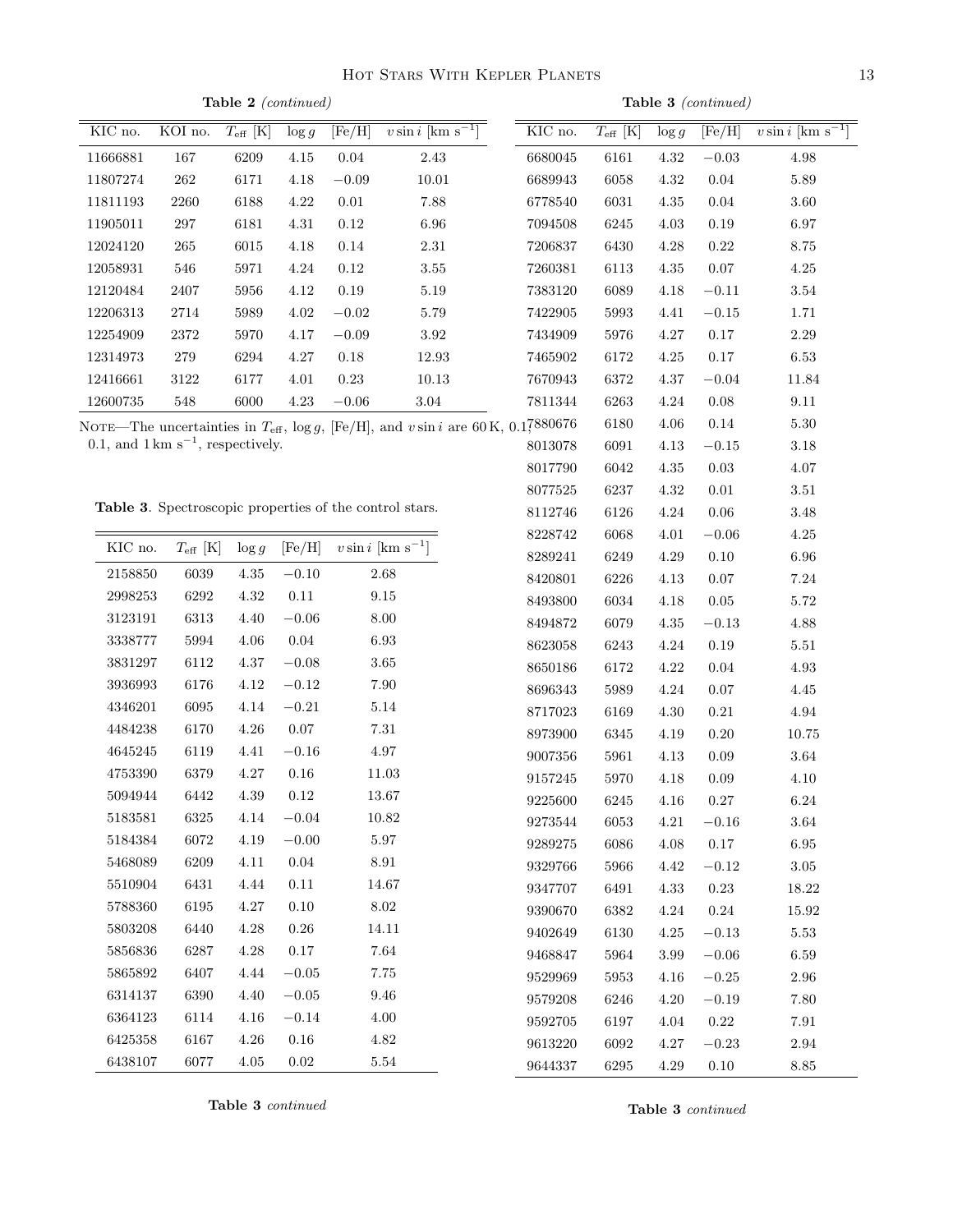**Table 2** *(continued)*

| KIC no. | KOI no. | $T_{\rm eff}$ [K] | $\log g$ | [Fe/H] | $v \sin i$ [km s$^{-1}$] |
|---|---|---|---|---|---|
| 11666881 | 167 | 6209 | 4.15 | 0.04 | 2.43 |
| 11807274 | 262 | 6171 | 4.18 | −0.09 | 10.01 |
| 11811193 | 2260 | 6188 | 4.22 | 0.01 | 7.88 |
| 11905011 | 297 | 6181 | 4.31 | 0.12 | 6.96 |
| 12024120 | 265 | 6015 | 4.18 | 0.14 | 2.31 |
| 12058931 | 546 | 5971 | 4.24 | 0.12 | 3.55 |
| 12120484 | 2407 | 5956 | 4.12 | 0.19 | 5.19 |
| 12206313 | 2714 | 5989 | 4.02 | −0.02 | 5.79 |
| 12254909 | 2372 | 5970 | 4.17 | −0.09 | 3.92 |
| 12314973 | 279 | 6294 | 4.27 | 0.18 | 12.93 |
| 12416661 | 3122 | 6177 | 4.01 | 0.23 | 10.13 |
| 12600735 | 548 | 6000 | 4.23 | −0.06 | 3.04 |

Note—The uncertainties in $T_{\rm eff}$, $\log g$, [Fe/H], and $v \sin i$ are 60 K, 0.1, 0.1, and 1 km s$^{-1}$, respectively.

**Table 3**. Spectroscopic properties of the control stars.

| KIC no. | $T_{\rm eff}$ [K] | $\log g$ | [Fe/H] | $v \sin i$ [km s$^{-1}$] |
|---|---|---|---|---|
| 2158850 | 6039 | 4.35 | −0.10 | 2.68 |
| 2998253 | 6292 | 4.32 | 0.11 | 9.15 |
| 3123191 | 6313 | 4.40 | −0.06 | 8.00 |
| 3338777 | 5994 | 4.06 | 0.04 | 6.93 |
| 3831297 | 6112 | 4.37 | −0.08 | 3.65 |
| 3936993 | 6176 | 4.12 | −0.12 | 7.90 |
| 4346201 | 6095 | 4.14 | −0.21 | 5.14 |
| 4484238 | 6170 | 4.26 | 0.07 | 7.31 |
| 4645245 | 6119 | 4.41 | −0.16 | 4.97 |
| 4753390 | 6379 | 4.27 | 0.16 | 11.03 |
| 5094944 | 6442 | 4.39 | 0.12 | 13.67 |
| 5183581 | 6325 | 4.14 | −0.04 | 10.82 |
| 5184384 | 6072 | 4.19 | −0.00 | 5.97 |
| 5468089 | 6209 | 4.11 | 0.04 | 8.91 |
| 5510904 | 6431 | 4.44 | 0.11 | 14.67 |
| 5788360 | 6195 | 4.27 | 0.10 | 8.02 |
| 5803208 | 6440 | 4.28 | 0.26 | 14.11 |
| 5856836 | 6287 | 4.28 | 0.17 | 7.64 |
| 5865892 | 6407 | 4.44 | −0.05 | 7.75 |
| 6314137 | 6390 | 4.40 | −0.05 | 9.46 |
| 6364123 | 6114 | 4.16 | −0.14 | 4.00 |
| 6425358 | 6167 | 4.26 | 0.16 | 4.82 |
| 6438107 | 6077 | 4.05 | 0.02 | 5.54 |

**Table 3** *continued*

**Table 3** *(continued)*

| KIC no. | $T_{\rm eff}$ [K] | $\log g$ | [Fe/H] | $v \sin i$ [km s$^{-1}$] |
|---|---|---|---|---|
| 6680045 | 6161 | 4.32 | −0.03 | 4.98 |
| 6689943 | 6058 | 4.32 | 0.04 | 5.89 |
| 6778540 | 6031 | 4.35 | 0.04 | 3.60 |
| 7094508 | 6245 | 4.03 | 0.19 | 6.97 |
| 7206837 | 6430 | 4.28 | 0.22 | 8.75 |
| 7260381 | 6113 | 4.35 | 0.07 | 4.25 |
| 7383120 | 6089 | 4.18 | −0.11 | 3.54 |
| 7422905 | 5993 | 4.41 | −0.15 | 1.71 |
| 7434909 | 5976 | 4.27 | 0.17 | 2.29 |
| 7465902 | 6172 | 4.25 | 0.17 | 6.53 |
| 7670943 | 6372 | 4.37 | −0.04 | 11.84 |
| 7811344 | 6263 | 4.24 | 0.08 | 9.11 |
| 7880676 | 6180 | 4.06 | 0.14 | 5.30 |
| 8013078 | 6091 | 4.13 | −0.15 | 3.18 |
| 8017790 | 6042 | 4.35 | 0.03 | 4.07 |
| 8077525 | 6237 | 4.32 | 0.01 | 3.51 |
| 8112746 | 6126 | 4.24 | 0.06 | 3.48 |
| 8228742 | 6068 | 4.01 | −0.06 | 4.25 |
| 8289241 | 6249 | 4.29 | 0.10 | 6.96 |
| 8420801 | 6226 | 4.13 | 0.07 | 7.24 |
| 8493800 | 6034 | 4.18 | 0.05 | 5.72 |
| 8494872 | 6079 | 4.35 | −0.13 | 4.88 |
| 8623058 | 6243 | 4.24 | 0.19 | 5.51 |
| 8650186 | 6172 | 4.22 | 0.04 | 4.93 |
| 8696343 | 5989 | 4.24 | 0.07 | 4.45 |
| 8717023 | 6169 | 4.30 | 0.21 | 4.94 |
| 8973900 | 6345 | 4.19 | 0.20 | 10.75 |
| 9007356 | 5961 | 4.13 | 0.09 | 3.64 |
| 9157245 | 5970 | 4.18 | 0.09 | 4.10 |
| 9225600 | 6245 | 4.16 | 0.27 | 6.24 |
| 9273544 | 6053 | 4.21 | −0.16 | 3.64 |
| 9289275 | 6086 | 4.08 | 0.17 | 6.95 |
| 9329766 | 5966 | 4.42 | −0.12 | 3.05 |
| 9347707 | 6491 | 4.33 | 0.23 | 18.22 |
| 9390670 | 6382 | 4.24 | 0.24 | 15.92 |
| 9402649 | 6130 | 4.25 | −0.13 | 5.53 |
| 9468847 | 5964 | 3.99 | −0.06 | 6.59 |
| 9529969 | 5953 | 4.16 | −0.25 | 2.96 |
| 9579208 | 6246 | 4.20 | −0.19 | 7.80 |
| 9592705 | 6197 | 4.04 | 0.22 | 7.91 |
| 9613220 | 6092 | 4.27 | −0.23 | 2.94 |
| 9644337 | 6295 | 4.29 | 0.10 | 8.85 |

**Table 3** *continued*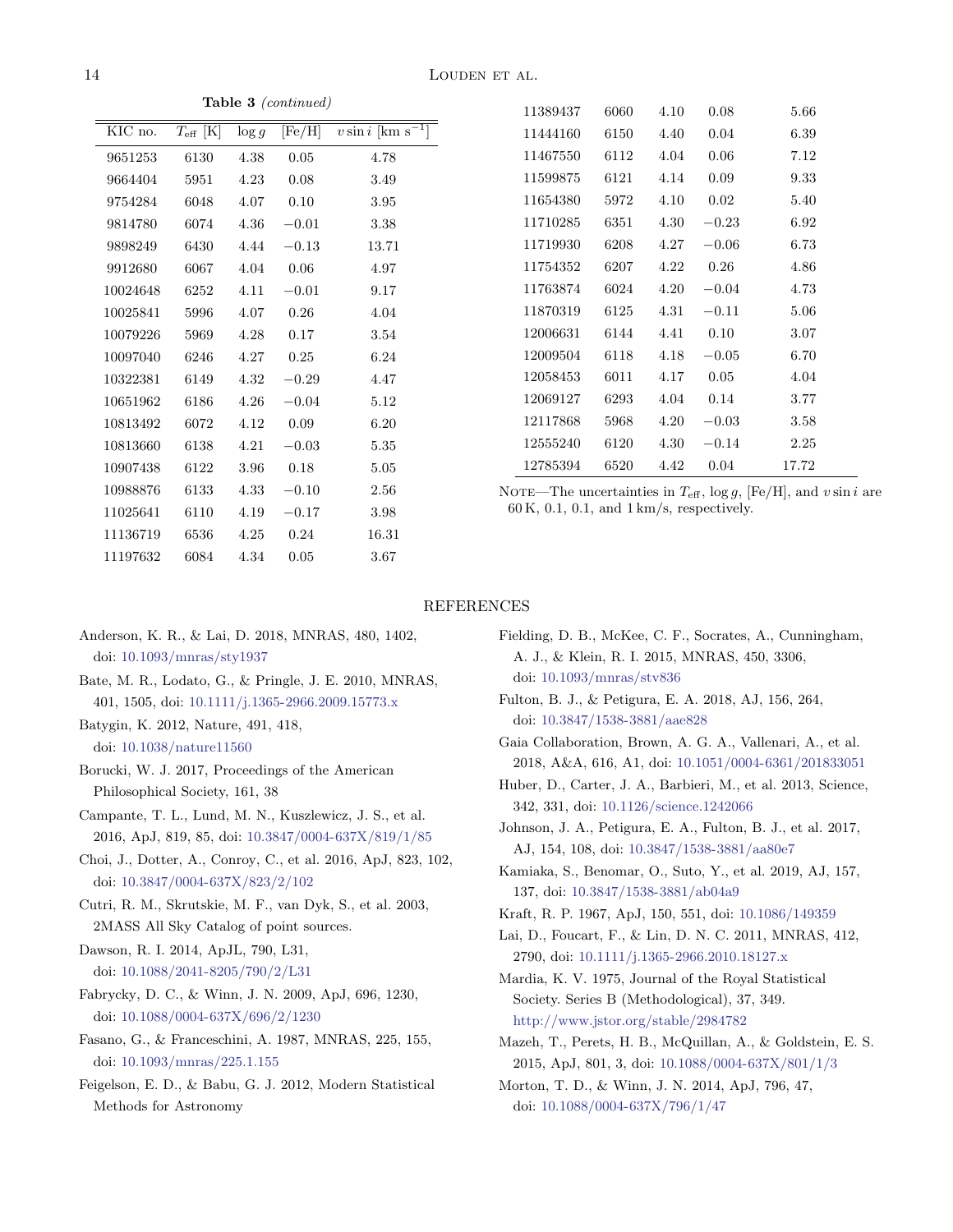**Table 3** *(continued)*

| KIC no. | $T_{\rm eff}$ [K] | $\log g$ | [Fe/H] | $v \sin i$ [km s$^{-1}$] |
|---|---|---|---|---|
| 9651253 | 6130 | 4.38 | 0.05 | 4.78 |
| 9664404 | 5951 | 4.23 | 0.08 | 3.49 |
| 9754284 | 6048 | 4.07 | 0.10 | 3.95 |
| 9814780 | 6074 | 4.36 | −0.01 | 3.38 |
| 9898249 | 6430 | 4.44 | −0.13 | 13.71 |
| 9912680 | 6067 | 4.04 | 0.06 | 4.97 |
| 10024648 | 6252 | 4.11 | −0.01 | 9.17 |
| 10025841 | 5996 | 4.07 | 0.26 | 4.04 |
| 10079226 | 5969 | 4.28 | 0.17 | 3.54 |
| 10097040 | 6246 | 4.27 | 0.25 | 6.24 |
| 10322381 | 6149 | 4.32 | −0.29 | 4.47 |
| 10651962 | 6186 | 4.26 | −0.04 | 5.12 |
| 10813492 | 6072 | 4.12 | 0.09 | 6.20 |
| 10813660 | 6138 | 4.21 | −0.03 | 5.35 |
| 10907438 | 6122 | 3.96 | 0.18 | 5.05 |
| 10988876 | 6133 | 4.33 | −0.10 | 2.56 |
| 11025641 | 6110 | 4.19 | −0.17 | 3.98 |
| 11136719 | 6536 | 4.25 | 0.24 | 16.31 |
| 11197632 | 6084 | 4.34 | 0.05 | 3.67 |
| 11389437 | 6060 | 4.10 | 0.08 | 5.66 |
| 11444160 | 6150 | 4.40 | 0.04 | 6.39 |
| 11467550 | 6112 | 4.04 | 0.06 | 7.12 |
| 11599875 | 6121 | 4.14 | 0.09 | 9.33 |
| 11654380 | 5972 | 4.10 | 0.02 | 5.40 |
| 11710285 | 6351 | 4.30 | −0.23 | 6.92 |
| 11719930 | 6208 | 4.27 | −0.06 | 6.73 |
| 11754352 | 6207 | 4.22 | 0.26 | 4.86 |
| 11763874 | 6024 | 4.20 | −0.04 | 4.73 |
| 11870319 | 6125 | 4.31 | −0.11 | 5.06 |
| 12006631 | 6144 | 4.41 | 0.10 | 3.07 |
| 12009504 | 6118 | 4.18 | −0.05 | 6.70 |
| 12058453 | 6011 | 4.17 | 0.05 | 4.04 |
| 12069127 | 6293 | 4.04 | 0.14 | 3.77 |
| 12117868 | 5968 | 4.20 | −0.03 | 3.58 |
| 12555240 | 6120 | 4.30 | −0.14 | 2.25 |
| 12785394 | 6520 | 4.42 | 0.04 | 17.72 |

NOTE—The uncertainties in $T_{\rm eff}$, $\log g$, [Fe/H], and $v \sin i$ are 60 K, 0.1, 0.1, and 1 km/s, respectively.

## REFERENCES

Anderson, K. R., & Lai, D. 2018, MNRAS, 480, 1402, doi: 10.1093/mnras/sty1937

Bate, M. R., Lodato, G., & Pringle, J. E. 2010, MNRAS, 401, 1505, doi: 10.1111/j.1365-2966.2009.15773.x

Batygin, K. 2012, Nature, 491, 418, doi: 10.1038/nature11560

Borucki, W. J. 2017, Proceedings of the American Philosophical Society, 161, 38

Campante, T. L., Lund, M. N., Kuszlewicz, J. S., et al. 2016, ApJ, 819, 85, doi: 10.3847/0004-637X/819/1/85

Choi, J., Dotter, A., Conroy, C., et al. 2016, ApJ, 823, 102, doi: 10.3847/0004-637X/823/2/102

Cutri, R. M., Skrutskie, M. F., van Dyk, S., et al. 2003, 2MASS All Sky Catalog of point sources.

Dawson, R. I. 2014, ApJL, 790, L31, doi: 10.1088/2041-8205/790/2/L31

Fabrycky, D. C., & Winn, J. N. 2009, ApJ, 696, 1230, doi: 10.1088/0004-637X/696/2/1230

Fasano, G., & Franceschini, A. 1987, MNRAS, 225, 155, doi: 10.1093/mnras/225.1.155

Feigelson, E. D., & Babu, G. J. 2012, Modern Statistical Methods for Astronomy

Fielding, D. B., McKee, C. F., Socrates, A., Cunningham, A. J., & Klein, R. I. 2015, MNRAS, 450, 3306, doi: 10.1093/mnras/stv836

Fulton, B. J., & Petigura, E. A. 2018, AJ, 156, 264, doi: 10.3847/1538-3881/aae828

Gaia Collaboration, Brown, A. G. A., Vallenari, A., et al. 2018, A&A, 616, A1, doi: 10.1051/0004-6361/201833051

Huber, D., Carter, J. A., Barbieri, M., et al. 2013, Science, 342, 331, doi: 10.1126/science.1242066

Johnson, J. A., Petigura, E. A., Fulton, B. J., et al. 2017, AJ, 154, 108, doi: 10.3847/1538-3881/aa80e7

Kamiaka, S., Benomar, O., Suto, Y., et al. 2019, AJ, 157, 137, doi: 10.3847/1538-3881/ab04a9

Kraft, R. P. 1967, ApJ, 150, 551, doi: 10.1086/149359

Lai, D., Foucart, F., & Lin, D. N. C. 2011, MNRAS, 412, 2790, doi: 10.1111/j.1365-2966.2010.18127.x

Mardia, K. V. 1975, Journal of the Royal Statistical Society. Series B (Methodological), 37, 349. http://www.jstor.org/stable/2984782

Mazeh, T., Perets, H. B., McQuillan, A., & Goldstein, E. S. 2015, ApJ, 801, 3, doi: 10.1088/0004-637X/801/1/3

Morton, T. D., & Winn, J. N. 2014, ApJ, 796, 47, doi: 10.1088/0004-637X/796/1/47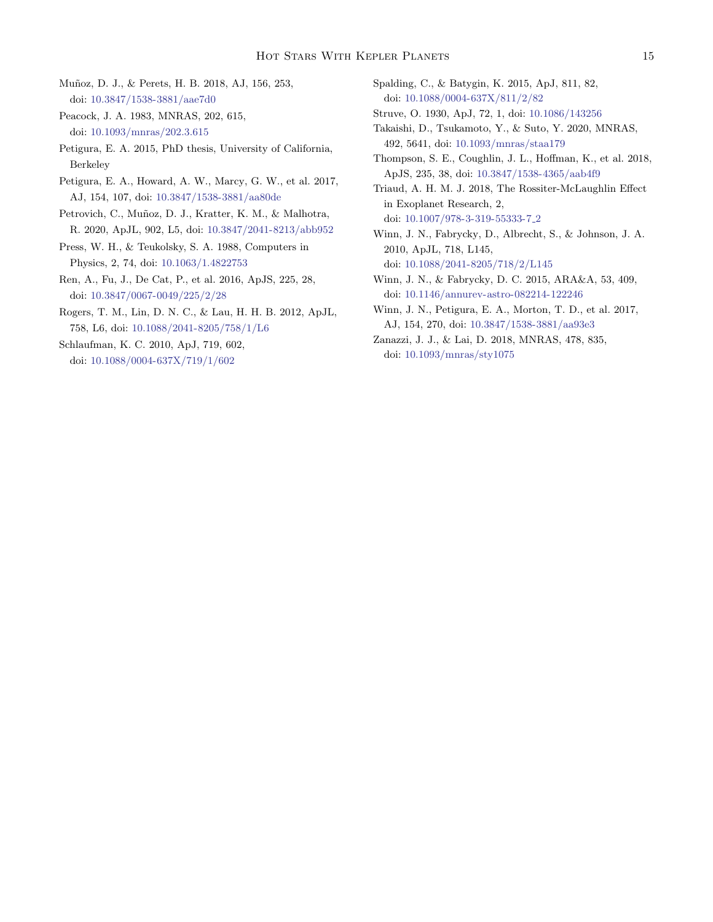Muñoz, D. J., & Perets, H. B. 2018, AJ, 156, 253, doi: 10.3847/1538-3881/aae7d0

Peacock, J. A. 1983, MNRAS, 202, 615, doi: 10.1093/mnras/202.3.615

Petigura, E. A. 2015, PhD thesis, University of California, Berkeley

Petigura, E. A., Howard, A. W., Marcy, G. W., et al. 2017, AJ, 154, 107, doi: 10.3847/1538-3881/aa80de

Petrovich, C., Muñoz, D. J., Kratter, K. M., & Malhotra, R. 2020, ApJL, 902, L5, doi: 10.3847/2041-8213/abb952

Press, W. H., & Teukolsky, S. A. 1988, Computers in Physics, 2, 74, doi: 10.1063/1.4822753

Ren, A., Fu, J., De Cat, P., et al. 2016, ApJS, 225, 28, doi: 10.3847/0067-0049/225/2/28

Rogers, T. M., Lin, D. N. C., & Lau, H. H. B. 2012, ApJL, 758, L6, doi: 10.1088/2041-8205/758/1/L6

Schlaufman, K. C. 2010, ApJ, 719, 602, doi: 10.1088/0004-637X/719/1/602

Spalding, C., & Batygin, K. 2015, ApJ, 811, 82, doi: 10.1088/0004-637X/811/2/82

Struve, O. 1930, ApJ, 72, 1, doi: 10.1086/143256

Takaishi, D., Tsukamoto, Y., & Suto, Y. 2020, MNRAS, 492, 5641, doi: 10.1093/mnras/staa179

Thompson, S. E., Coughlin, J. L., Hoffman, K., et al. 2018, ApJS, 235, 38, doi: 10.3847/1538-4365/aab4f9

Triaud, A. H. M. J. 2018, The Rossiter-McLaughlin Effect in Exoplanet Research, 2, doi: 10.1007/978-3-319-55333-7_2

Winn, J. N., Fabrycky, D., Albrecht, S., & Johnson, J. A. 2010, ApJL, 718, L145, doi: 10.1088/2041-8205/718/2/L145

Winn, J. N., & Fabrycky, D. C. 2015, ARA&A, 53, 409, doi: 10.1146/annurev-astro-082214-122246

Winn, J. N., Petigura, E. A., Morton, T. D., et al. 2017, AJ, 154, 270, doi: 10.3847/1538-3881/aa93e3

Zanazzi, J. J., & Lai, D. 2018, MNRAS, 478, 835, doi: 10.1093/mnras/sty1075